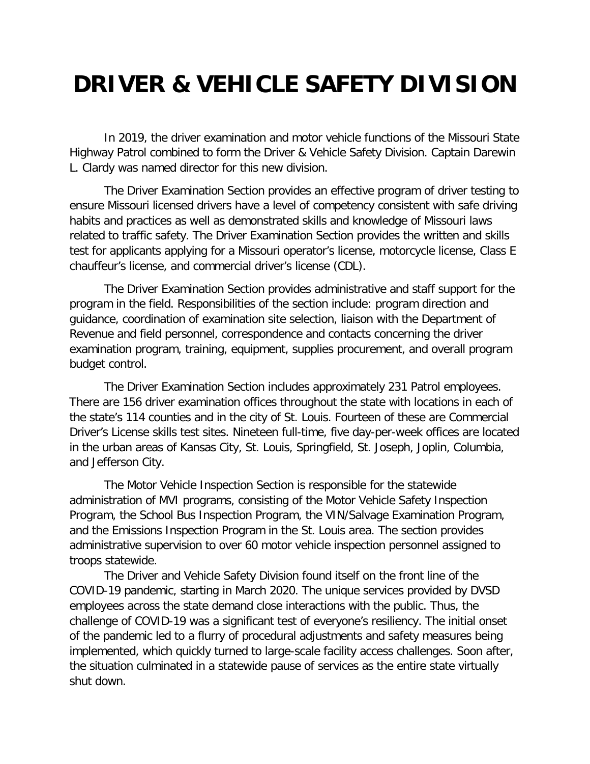# DRIVER & VEHICLE SAFETY DIVISION

In 2019, the driver examination and motor vehicle functions of the Missouri State Highway Patrol combined to form the Driver & Vehicle Safety Division. Captain Darewin L. Clardy was named director for this new division.

The Driver Examination Section provides an effective program of driver testing to ensure Missouri licensed drivers have a level of competency consistent with safe driving habits and practices as well as demonstrated skills and knowledge of Missouri laws related to traffic safety. The Driver Examination Section provides the written and skills test for applicants applying for a Missouri operator's license, motorcycle license, Class E chauffeur's license, and commercial driver's license (CDL).

The Driver Examination Section provides administrative and staff support for the program in the field. Responsibilities of the section include: program direction and guidance, coordination of examination site selection, liaison with the Department of Revenue and field personnel, correspondence and contacts concerning the driver examination program, training, equipment, supplies procurement, and overall program budget control.

The Driver Examination Section includes approximately 231 Patrol employees. There are 156 driver examination offices throughout the state with locations in each of the state's 114 counties and in the city of St. Louis. Fourteen of these are Commercial Driver's License skills test sites. Nineteen full-time, five day-per-week offices are located in the urban areas of Kansas City, St. Louis, Springfield, St. Joseph, Joplin, Columbia, and Jefferson City.

The Motor Vehicle Inspection Section is responsible for the statewide administration of MVI programs, consisting of the Motor Vehicle Safety Inspection Program, the School Bus Inspection Program, the VIN/Salvage Examination Program, and the Emissions Inspection Program in the St. Louis area. The section provides administrative supervision to over 60 motor vehicle inspection personnel assigned to troops statewide.

The Driver and Vehicle Safety Division found itself on the front line of the COVID-19 pandemic, starting in March 2020. The unique services provided by DVSD employees across the state demand close interactions with the public. Thus, the challenge of COVID-19 was a significant test of everyone's resiliency. The initial onset of the pandemic led to a flurry of procedural adjustments and safety measures being implemented, which quickly turned to large-scale facility access challenges. Soon after, the situation culminated in a statewide pause of services as the entire state virtually shut down.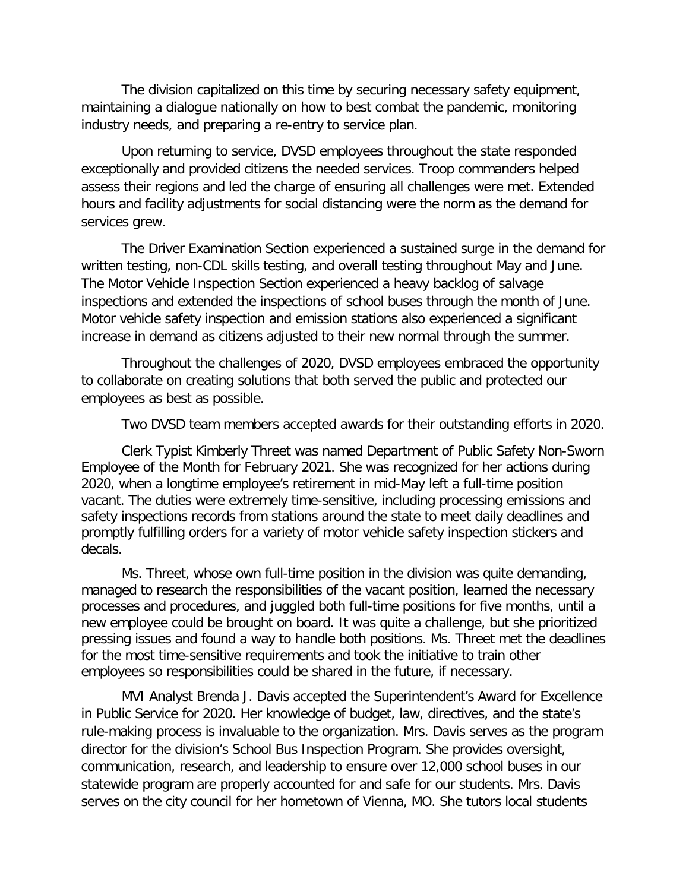The division capitalized on this time by securing necessary safety equipment, maintaining a dialogue nationally on how to best combat the pandemic, monitoring industry needs, and preparing a re-entry to service plan.

Upon returning to service, DVSD employees throughout the state responded exceptionally and provided citizens the needed services. Troop commanders helped assess their regions and led the charge of ensuring all challenges were met. Extended hours and facility adjustments for social distancing were the norm as the demand for services grew.

The Driver Examination Section experienced a sustained surge in the demand for written testing, non-CDL skills testing, and overall testing throughout May and June. The Motor Vehicle Inspection Section experienced a heavy backlog of salvage inspections and extended the inspections of school buses through the month of June. Motor vehicle safety inspection and emission stations also experienced a significant increase in demand as citizens adjusted to their new normal through the summer.

Throughout the challenges of 2020, DVSD employees embraced the opportunity to collaborate on creating solutions that both served the public and protected our employees as best as possible.

Two DVSD team members accepted awards for their outstanding efforts in 2020.

Clerk Typist Kimberly Threet was named Department of Public Safety Non-Sworn Employee of the Month for February 2021. She was recognized for her actions during 2020, when a longtime employee's retirement in mid-May left a full-time position vacant. The duties were extremely time-sensitive, including processing emissions and safety inspections records from stations around the state to meet daily deadlines and promptly fulfilling orders for a variety of motor vehicle safety inspection stickers and decals.

Ms. Threet, whose own full-time position in the division was quite demanding, managed to research the responsibilities of the vacant position, learned the necessary processes and procedures, and juggled both full-time positions for five months, until a new employee could be brought on board. It was quite a challenge, but she prioritized pressing issues and found a way to handle both positions. Ms. Threet met the deadlines for the most time-sensitive requirements and took the initiative to train other employees so responsibilities could be shared in the future, if necessary.

MVI Analyst Brenda J. Davis accepted the Superintendent's Award for Excellence in Public Service for 2020. Her knowledge of budget, law, directives, and the state's rule-making process is invaluable to the organization. Mrs. Davis serves as the program director for the division's School Bus Inspection Program. She provides oversight, communication, research, and leadership to ensure over 12,000 school buses in our statewide program are properly accounted for and safe for our students. Mrs. Davis serves on the city council for her hometown of Vienna, MO. She tutors local students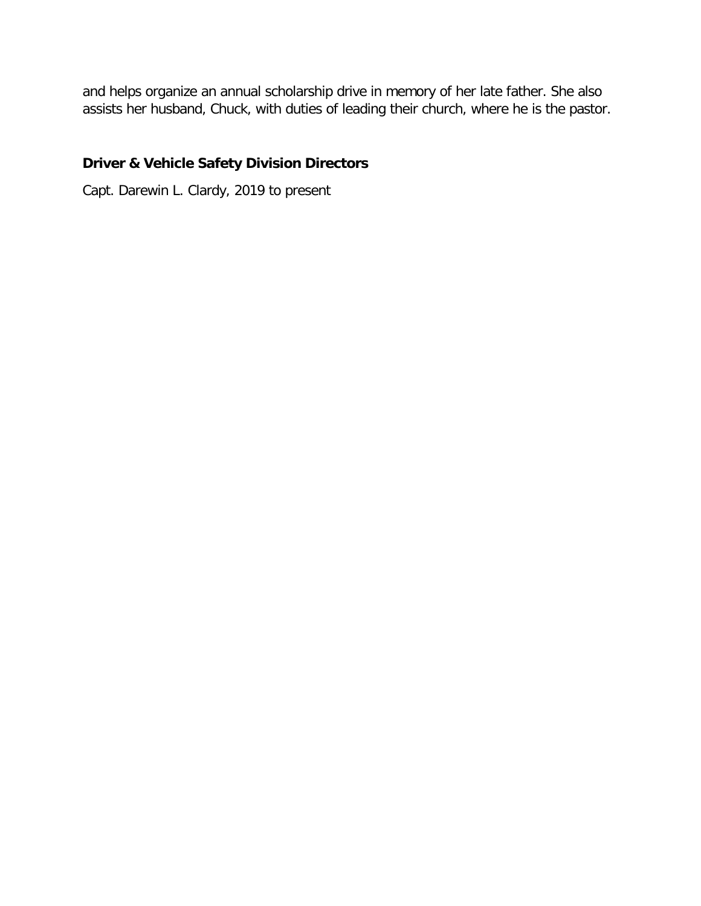and helps organize an annual scholarship drive in memory of her late father. She also assists her husband, Chuck, with duties of leading their church, where he is the pastor.

## Driver & Vehicle Safety Division Directors

Capt. Darewin L. Clardy, 2019 to present